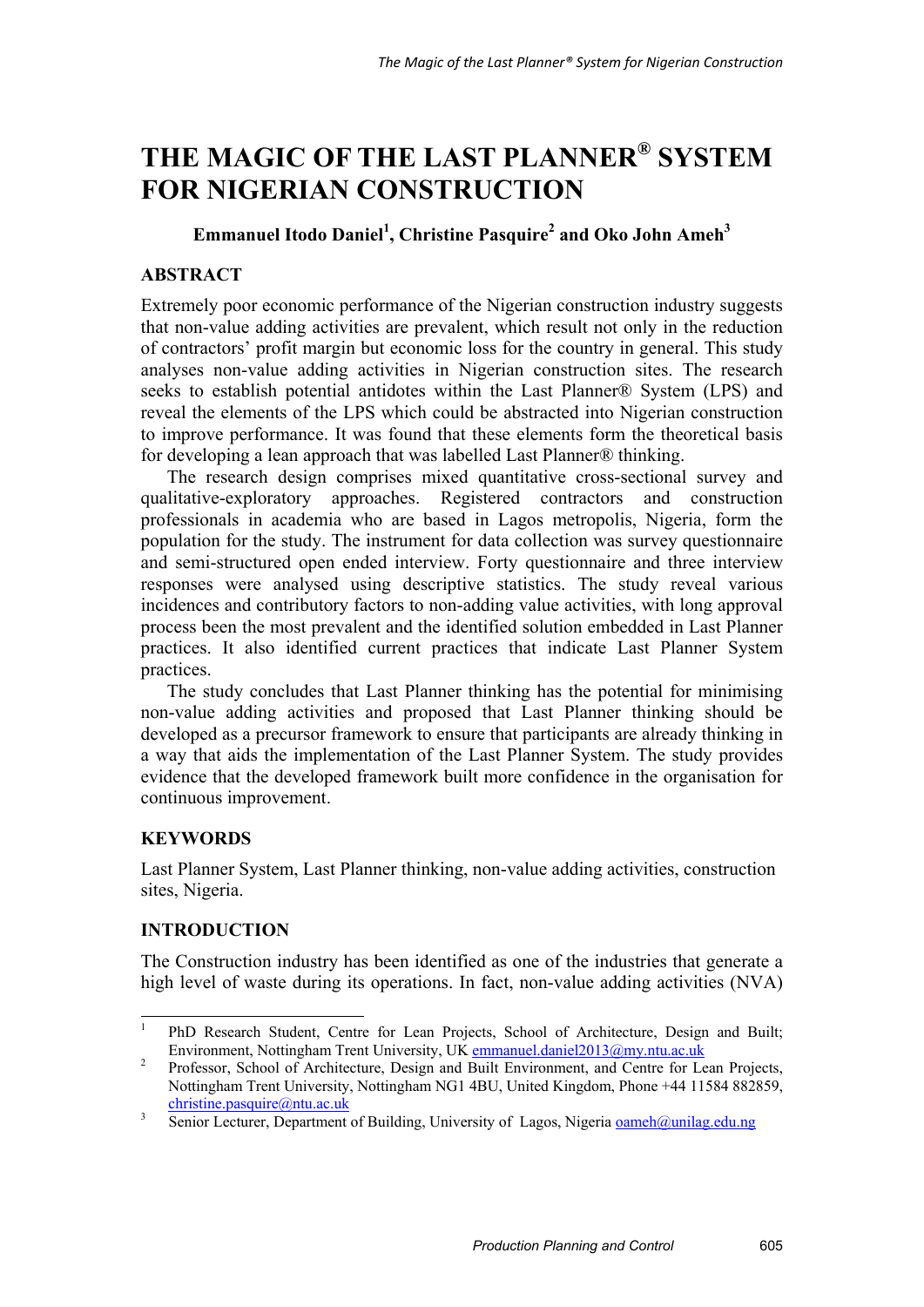# THE MAGIC OF THE LAST PLANNER® SYSTEM FOR NIGERIAN CONSTRUCTION

**Emmanuel Itodo Daniel[1], Christine Pasquire[2] and Oko John Ameh[3]**

## ABSTRACT

Extremely poor economic performance of the Nigerian construction industry suggests that non-value adding activities are prevalent, which result not only in the reduction of contractors' profit margin but economic loss for the country in general. This study analyses non-value adding activities in Nigerian construction sites. The research seeks to establish potential antidotes within the Last Planner® System (LPS) and reveal the elements of the LPS which could be abstracted into Nigerian construction to improve performance. It was found that these elements form the theoretical basis for developing a lean approach that was labelled Last Planner® thinking.

The research design comprises mixed quantitative cross-sectional survey and qualitative-exploratory approaches. Registered contractors and construction professionals in academia who are based in Lagos metropolis, Nigeria, form the population for the study. The instrument for data collection was survey questionnaire and semi-structured open ended interview. Forty questionnaire and three interview responses were analysed using descriptive statistics. The study reveal various incidences and contributory factors to non-adding value activities, with long approval process been the most prevalent and the identified solution embedded in Last Planner practices. It also identified current practices that indicate Last Planner System practices.

The study concludes that Last Planner thinking has the potential for minimising non-value adding activities and proposed that Last Planner thinking should be developed as a precursor framework to ensure that participants are already thinking in a way that aids the implementation of the Last Planner System. The study provides evidence that the developed framework built more confidence in the organisation for continuous improvement.

## KEYWORDS

Last Planner System, Last Planner thinking, non-value adding activities, construction sites, Nigeria.

## INTRODUCTION

The Construction industry has been identified as one of the industries that generate a high level of waste during its operations. In fact, non-value adding activities (NVA)

---

[1] PhD Research Student, Centre for Lean Projects, School of Architecture, Design and Built; Environment, Nottingham Trent University, UK emmanuel.daniel2013@my.ntu.ac.uk

[2] Professor, School of Architecture, Design and Built Environment, and Centre for Lean Projects, Nottingham Trent University, Nottingham NG1 4BU, United Kingdom, Phone +44 11584 882859, christine.pasquire@ntu.ac.uk

[3] Senior Lecturer, Department of Building, University of Lagos, Nigeria oameh@unilag.edu.ng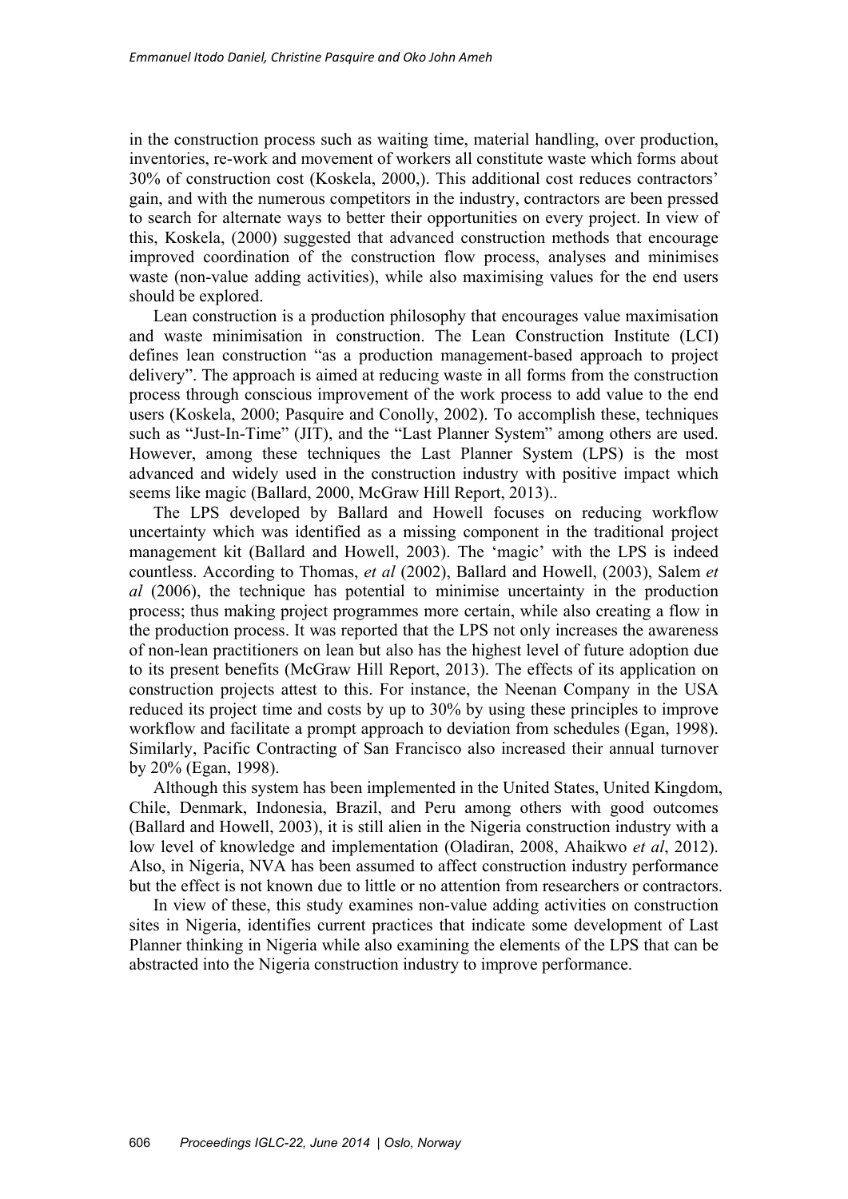in the construction process such as waiting time, material handling, over production, inventories, re-work and movement of workers all constitute waste which forms about 30% of construction cost (Koskela, 2000,). This additional cost reduces contractors' gain, and with the numerous competitors in the industry, contractors are been pressed to search for alternate ways to better their opportunities on every project. In view of this, Koskela, (2000) suggested that advanced construction methods that encourage improved coordination of the construction flow process, analyses and minimises waste (non-value adding activities), while also maximising values for the end users should be explored.

Lean construction is a production philosophy that encourages value maximisation and waste minimisation in construction. The Lean Construction Institute (LCI) defines lean construction "as a production management-based approach to project delivery". The approach is aimed at reducing waste in all forms from the construction process through conscious improvement of the work process to add value to the end users (Koskela, 2000; Pasquire and Conolly, 2002). To accomplish these, techniques such as "Just-In-Time" (JIT), and the "Last Planner System" among others are used. However, among these techniques the Last Planner System (LPS) is the most advanced and widely used in the construction industry with positive impact which seems like magic (Ballard, 2000, McGraw Hill Report, 2013)..

The LPS developed by Ballard and Howell focuses on reducing workflow uncertainty which was identified as a missing component in the traditional project management kit (Ballard and Howell, 2003). The 'magic' with the LPS is indeed countless. According to Thomas, *et al* (2002), Ballard and Howell, (2003), Salem *et al* (2006), the technique has potential to minimise uncertainty in the production process; thus making project programmes more certain, while also creating a flow in the production process. It was reported that the LPS not only increases the awareness of non-lean practitioners on lean but also has the highest level of future adoption due to its present benefits (McGraw Hill Report, 2013). The effects of its application on construction projects attest to this. For instance, the Neenan Company in the USA reduced its project time and costs by up to 30% by using these principles to improve workflow and facilitate a prompt approach to deviation from schedules (Egan, 1998). Similarly, Pacific Contracting of San Francisco also increased their annual turnover by 20% (Egan, 1998).

Although this system has been implemented in the United States, United Kingdom, Chile, Denmark, Indonesia, Brazil, and Peru among others with good outcomes (Ballard and Howell, 2003), it is still alien in the Nigeria construction industry with a low level of knowledge and implementation (Oladiran, 2008, Ahaikwo *et al*, 2012). Also, in Nigeria, NVA has been assumed to affect construction industry performance but the effect is not known due to little or no attention from researchers or contractors.

In view of these, this study examines non-value adding activities on construction sites in Nigeria, identifies current practices that indicate some development of Last Planner thinking in Nigeria while also examining the elements of the LPS that can be abstracted into the Nigeria construction industry to improve performance.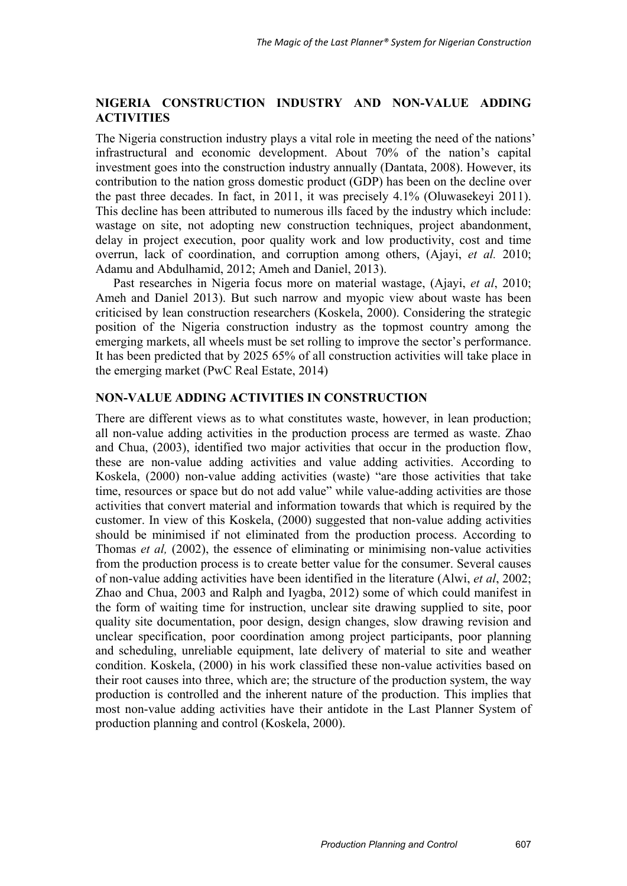## NIGERIA CONSTRUCTION INDUSTRY AND NON-VALUE ADDING ACTIVITIES

The Nigeria construction industry plays a vital role in meeting the need of the nations' infrastructural and economic development. About 70% of the nation's capital investment goes into the construction industry annually (Dantata, 2008). However, its contribution to the nation gross domestic product (GDP) has been on the decline over the past three decades. In fact, in 2011, it was precisely 4.1% (Oluwasekeyi 2011). This decline has been attributed to numerous ills faced by the industry which include: wastage on site, not adopting new construction techniques, project abandonment, delay in project execution, poor quality work and low productivity, cost and time overrun, lack of coordination, and corruption among others, (Ajayi, *et al.* 2010; Adamu and Abdulhamid, 2012; Ameh and Daniel, 2013).

Past researches in Nigeria focus more on material wastage, (Ajayi, *et al*, 2010; Ameh and Daniel 2013). But such narrow and myopic view about waste has been criticised by lean construction researchers (Koskela, 2000). Considering the strategic position of the Nigeria construction industry as the topmost country among the emerging markets, all wheels must be set rolling to improve the sector's performance. It has been predicted that by 2025 65% of all construction activities will take place in the emerging market (PwC Real Estate, 2014)

## NON-VALUE ADDING ACTIVITIES IN CONSTRUCTION

There are different views as to what constitutes waste, however, in lean production; all non-value adding activities in the production process are termed as waste. Zhao and Chua, (2003), identified two major activities that occur in the production flow, these are non-value adding activities and value adding activities. According to Koskela, (2000) non-value adding activities (waste) "are those activities that take time, resources or space but do not add value" while value-adding activities are those activities that convert material and information towards that which is required by the customer. In view of this Koskela, (2000) suggested that non-value adding activities should be minimised if not eliminated from the production process. According to Thomas *et al,* (2002), the essence of eliminating or minimising non-value activities from the production process is to create better value for the consumer. Several causes of non-value adding activities have been identified in the literature (Alwi, *et al*, 2002; Zhao and Chua, 2003 and Ralph and Iyagba, 2012) some of which could manifest in the form of waiting time for instruction, unclear site drawing supplied to site, poor quality site documentation, poor design, design changes, slow drawing revision and unclear specification, poor coordination among project participants, poor planning and scheduling, unreliable equipment, late delivery of material to site and weather condition. Koskela, (2000) in his work classified these non-value activities based on their root causes into three, which are; the structure of the production system, the way production is controlled and the inherent nature of the production. This implies that most non-value adding activities have their antidote in the Last Planner System of production planning and control (Koskela, 2000).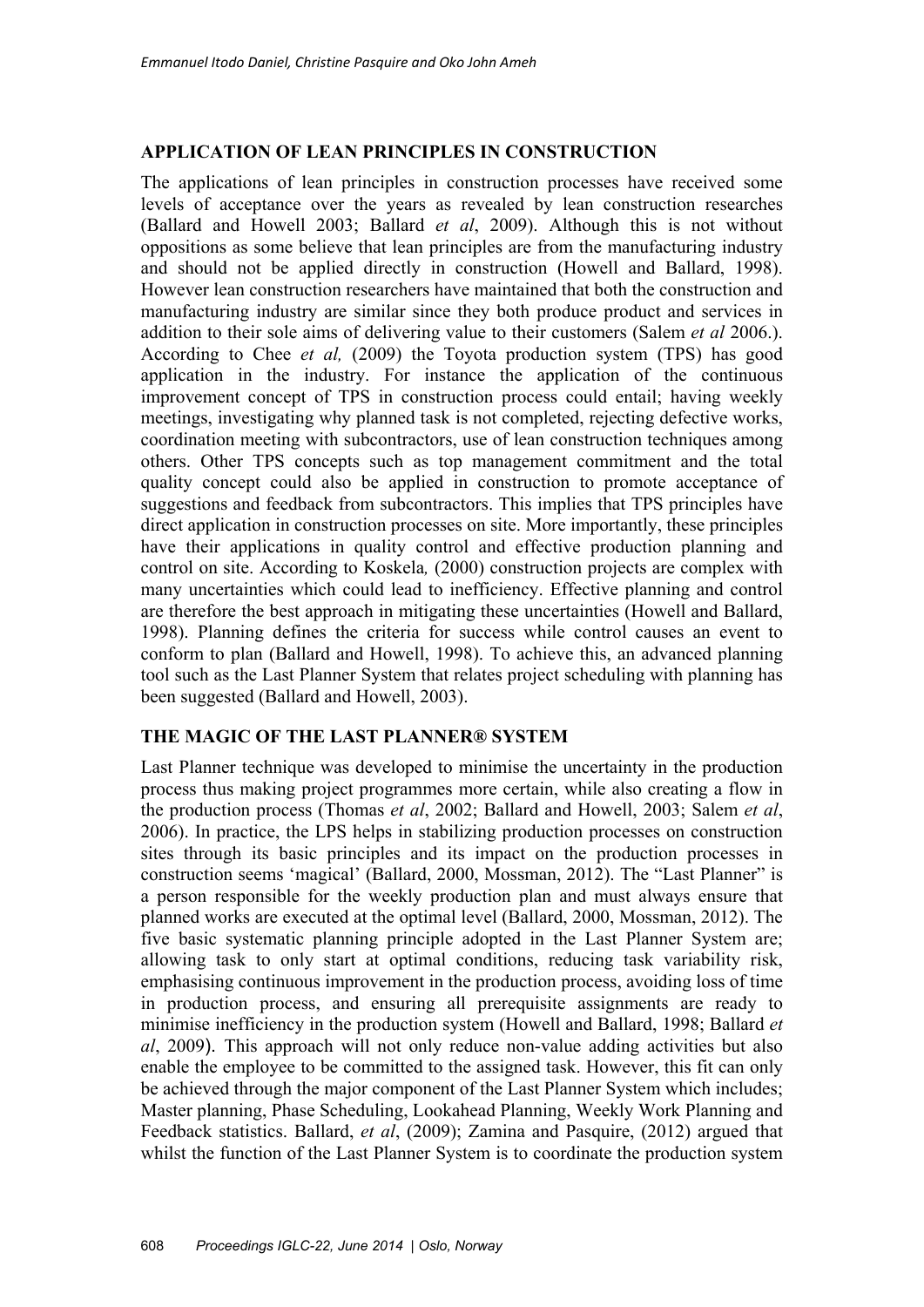## APPLICATION OF LEAN PRINCIPLES IN CONSTRUCTION

The applications of lean principles in construction processes have received some levels of acceptance over the years as revealed by lean construction researches (Ballard and Howell 2003; Ballard *et al*, 2009). Although this is not without oppositions as some believe that lean principles are from the manufacturing industry and should not be applied directly in construction (Howell and Ballard, 1998). However lean construction researchers have maintained that both the construction and manufacturing industry are similar since they both produce product and services in addition to their sole aims of delivering value to their customers (Salem *et al* 2006.). According to Chee *et al,* (2009) the Toyota production system (TPS) has good application in the industry. For instance the application of the continuous improvement concept of TPS in construction process could entail; having weekly meetings, investigating why planned task is not completed, rejecting defective works, coordination meeting with subcontractors, use of lean construction techniques among others. Other TPS concepts such as top management commitment and the total quality concept could also be applied in construction to promote acceptance of suggestions and feedback from subcontractors. This implies that TPS principles have direct application in construction processes on site. More importantly, these principles have their applications in quality control and effective production planning and control on site. According to Koskela*,* (2000) construction projects are complex with many uncertainties which could lead to inefficiency. Effective planning and control are therefore the best approach in mitigating these uncertainties (Howell and Ballard, 1998). Planning defines the criteria for success while control causes an event to conform to plan (Ballard and Howell, 1998). To achieve this, an advanced planning tool such as the Last Planner System that relates project scheduling with planning has been suggested (Ballard and Howell, 2003).

## THE MAGIC OF THE LAST PLANNER® SYSTEM

Last Planner technique was developed to minimise the uncertainty in the production process thus making project programmes more certain, while also creating a flow in the production process (Thomas *et al*, 2002; Ballard and Howell, 2003; Salem *et al*, 2006). In practice, the LPS helps in stabilizing production processes on construction sites through its basic principles and its impact on the production processes in construction seems 'magical' (Ballard, 2000, Mossman, 2012). The "Last Planner" is a person responsible for the weekly production plan and must always ensure that planned works are executed at the optimal level (Ballard, 2000, Mossman, 2012). The five basic systematic planning principle adopted in the Last Planner System are; allowing task to only start at optimal conditions, reducing task variability risk, emphasising continuous improvement in the production process, avoiding loss of time in production process, and ensuring all prerequisite assignments are ready to minimise inefficiency in the production system (Howell and Ballard, 1998; Ballard *et al*, 2009). This approach will not only reduce non-value adding activities but also enable the employee to be committed to the assigned task. However, this fit can only be achieved through the major component of the Last Planner System which includes; Master planning, Phase Scheduling, Lookahead Planning, Weekly Work Planning and Feedback statistics. Ballard, *et al*, (2009); Zamina and Pasquire, (2012) argued that whilst the function of the Last Planner System is to coordinate the production system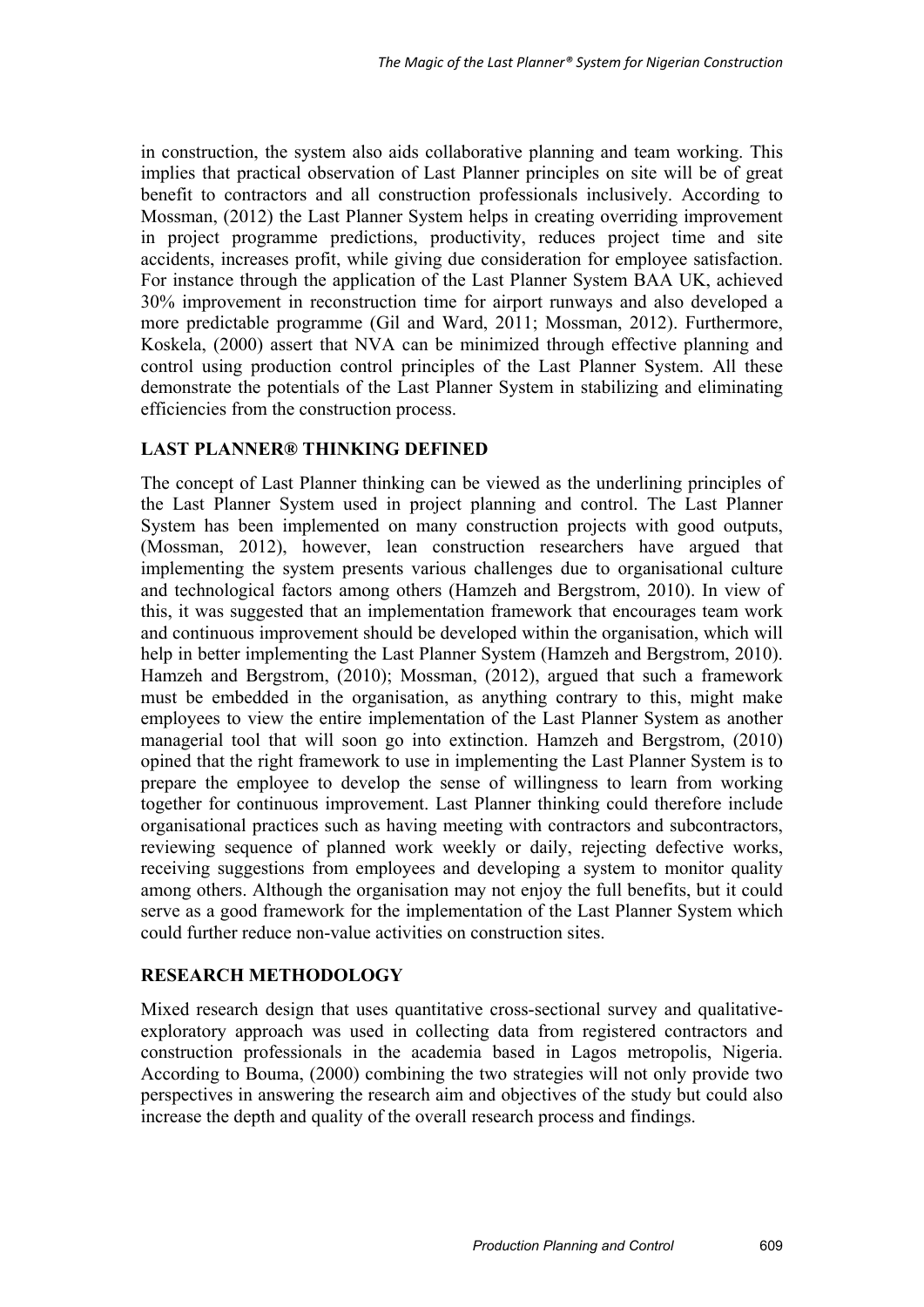in construction, the system also aids collaborative planning and team working. This implies that practical observation of Last Planner principles on site will be of great benefit to contractors and all construction professionals inclusively. According to Mossman, (2012) the Last Planner System helps in creating overriding improvement in project programme predictions, productivity, reduces project time and site accidents, increases profit, while giving due consideration for employee satisfaction. For instance through the application of the Last Planner System BAA UK, achieved 30% improvement in reconstruction time for airport runways and also developed a more predictable programme (Gil and Ward, 2011; Mossman, 2012). Furthermore, Koskela, (2000) assert that NVA can be minimized through effective planning and control using production control principles of the Last Planner System. All these demonstrate the potentials of the Last Planner System in stabilizing and eliminating efficiencies from the construction process.

## LAST PLANNER® THINKING DEFINED

The concept of Last Planner thinking can be viewed as the underlining principles of the Last Planner System used in project planning and control. The Last Planner System has been implemented on many construction projects with good outputs, (Mossman, 2012), however, lean construction researchers have argued that implementing the system presents various challenges due to organisational culture and technological factors among others (Hamzeh and Bergstrom, 2010). In view of this, it was suggested that an implementation framework that encourages team work and continuous improvement should be developed within the organisation, which will help in better implementing the Last Planner System (Hamzeh and Bergstrom, 2010). Hamzeh and Bergstrom, (2010); Mossman, (2012), argued that such a framework must be embedded in the organisation, as anything contrary to this, might make employees to view the entire implementation of the Last Planner System as another managerial tool that will soon go into extinction. Hamzeh and Bergstrom, (2010) opined that the right framework to use in implementing the Last Planner System is to prepare the employee to develop the sense of willingness to learn from working together for continuous improvement. Last Planner thinking could therefore include organisational practices such as having meeting with contractors and subcontractors, reviewing sequence of planned work weekly or daily, rejecting defective works, receiving suggestions from employees and developing a system to monitor quality among others. Although the organisation may not enjoy the full benefits, but it could serve as a good framework for the implementation of the Last Planner System which could further reduce non-value activities on construction sites.

## RESEARCH METHODOLOGY

Mixed research design that uses quantitative cross-sectional survey and qualitative-exploratory approach was used in collecting data from registered contractors and construction professionals in the academia based in Lagos metropolis, Nigeria. According to Bouma, (2000) combining the two strategies will not only provide two perspectives in answering the research aim and objectives of the study but could also increase the depth and quality of the overall research process and findings.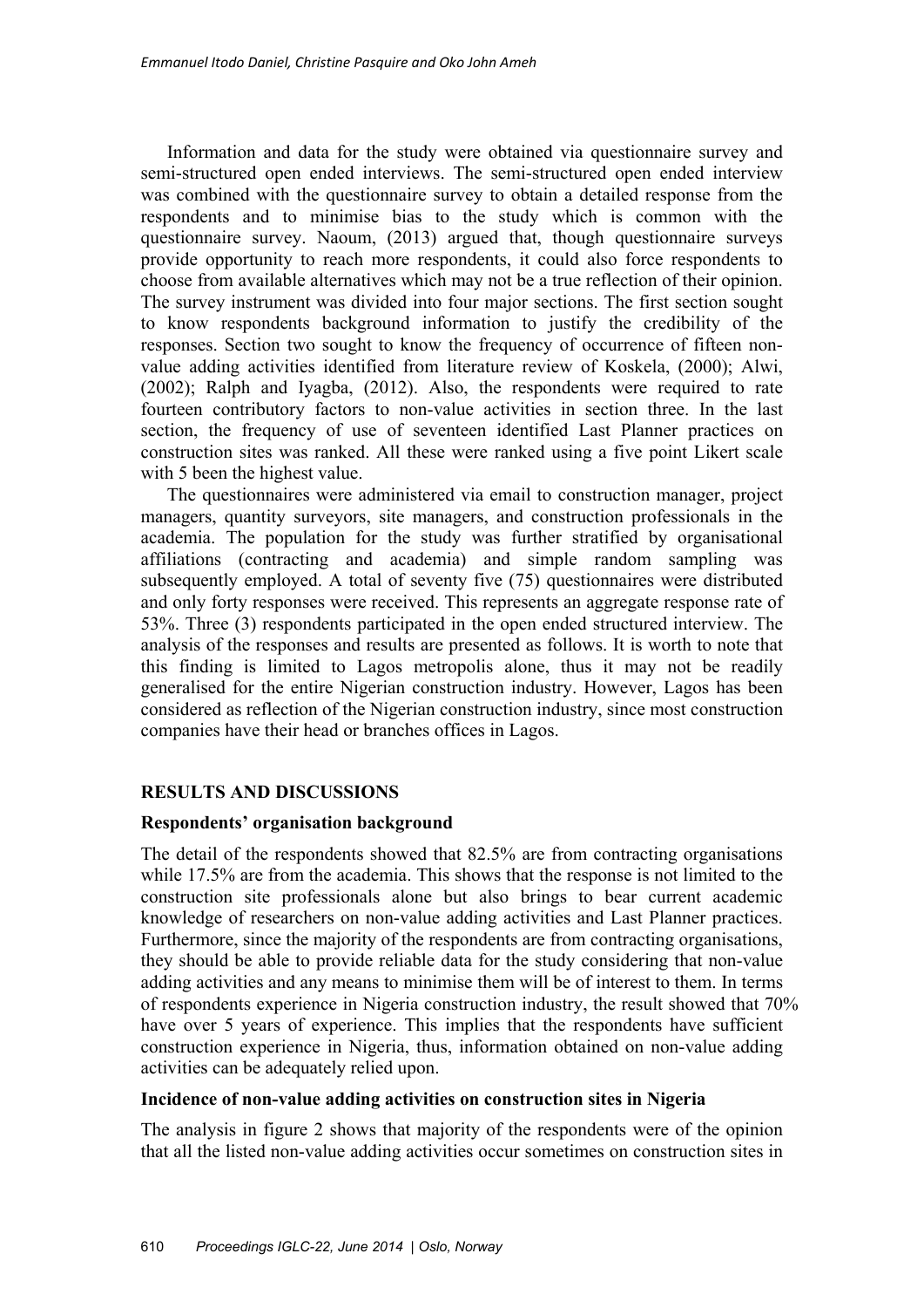Information and data for the study were obtained via questionnaire survey and semi-structured open ended interviews. The semi-structured open ended interview was combined with the questionnaire survey to obtain a detailed response from the respondents and to minimise bias to the study which is common with the questionnaire survey. Naoum, (2013) argued that, though questionnaire surveys provide opportunity to reach more respondents, it could also force respondents to choose from available alternatives which may not be a true reflection of their opinion. The survey instrument was divided into four major sections. The first section sought to know respondents background information to justify the credibility of the responses. Section two sought to know the frequency of occurrence of fifteen non-value adding activities identified from literature review of Koskela, (2000); Alwi, (2002); Ralph and Iyagba, (2012). Also, the respondents were required to rate fourteen contributory factors to non-value activities in section three. In the last section, the frequency of use of seventeen identified Last Planner practices on construction sites was ranked. All these were ranked using a five point Likert scale with 5 been the highest value.

The questionnaires were administered via email to construction manager, project managers, quantity surveyors, site managers, and construction professionals in the academia. The population for the study was further stratified by organisational affiliations (contracting and academia) and simple random sampling was subsequently employed. A total of seventy five (75) questionnaires were distributed and only forty responses were received. This represents an aggregate response rate of 53%. Three (3) respondents participated in the open ended structured interview. The analysis of the responses and results are presented as follows. It is worth to note that this finding is limited to Lagos metropolis alone, thus it may not be readily generalised for the entire Nigerian construction industry. However, Lagos has been considered as reflection of the Nigerian construction industry, since most construction companies have their head or branches offices in Lagos.

## RESULTS AND DISCUSSIONS

### Respondents' organisation background

The detail of the respondents showed that 82.5% are from contracting organisations while 17.5% are from the academia. This shows that the response is not limited to the construction site professionals alone but also brings to bear current academic knowledge of researchers on non-value adding activities and Last Planner practices. Furthermore, since the majority of the respondents are from contracting organisations, they should be able to provide reliable data for the study considering that non-value adding activities and any means to minimise them will be of interest to them. In terms of respondents experience in Nigeria construction industry, the result showed that 70% have over 5 years of experience. This implies that the respondents have sufficient construction experience in Nigeria, thus, information obtained on non-value adding activities can be adequately relied upon.

### Incidence of non-value adding activities on construction sites in Nigeria

The analysis in figure 2 shows that majority of the respondents were of the opinion that all the listed non-value adding activities occur sometimes on construction sites in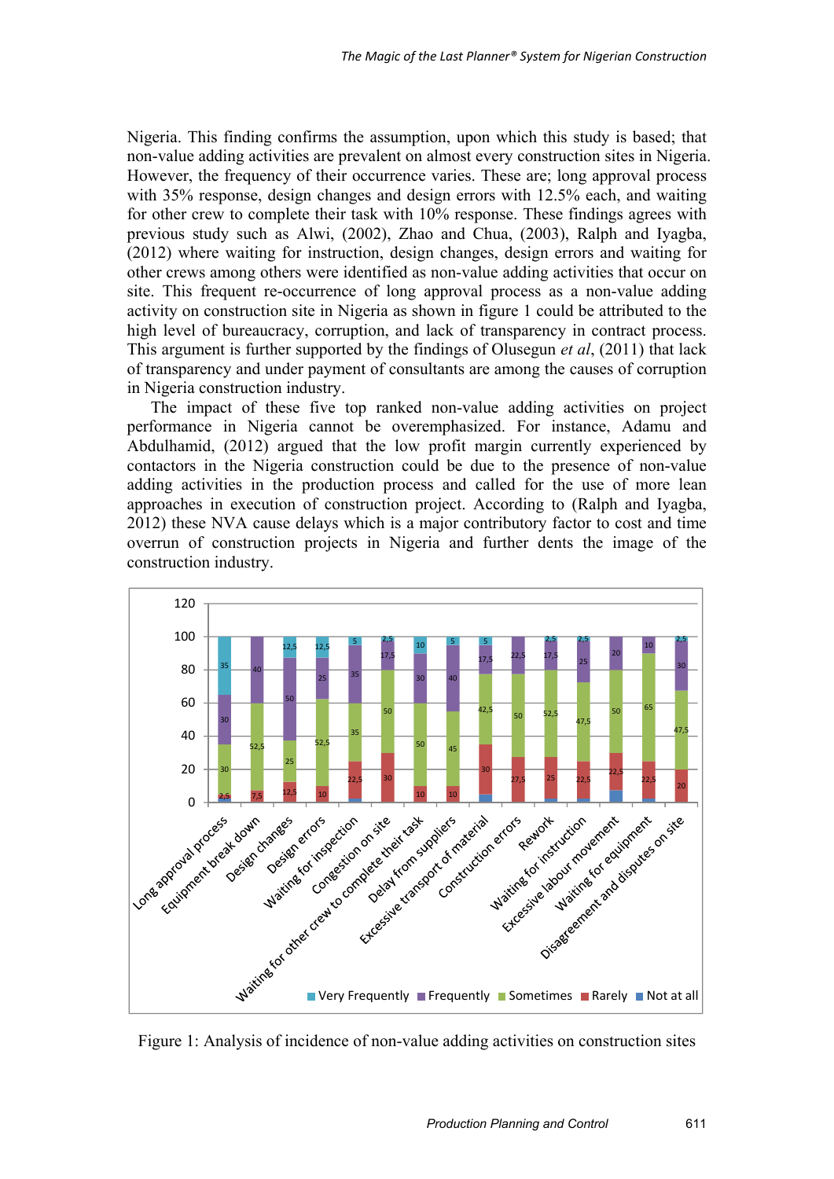Nigeria. This finding confirms the assumption, upon which this study is based; that non-value adding activities are prevalent on almost every construction sites in Nigeria. However, the frequency of their occurrence varies. These are; long approval process with 35% response, design changes and design errors with 12.5% each, and waiting for other crew to complete their task with 10% response. These findings agrees with previous study such as Alwi, (2002), Zhao and Chua, (2003), Ralph and Iyagba, (2012) where waiting for instruction, design changes, design errors and waiting for other crews among others were identified as non-value adding activities that occur on site. This frequent re-occurrence of long approval process as a non-value adding activity on construction site in Nigeria as shown in figure 1 could be attributed to the high level of bureaucracy, corruption, and lack of transparency in contract process. This argument is further supported by the findings of Olusegun *et al*, (2011) that lack of transparency and under payment of consultants are among the causes of corruption in Nigeria construction industry.

The impact of these five top ranked non-value adding activities on project performance in Nigeria cannot be overemphasized. For instance, Adamu and Abdulhamid, (2012) argued that the low profit margin currently experienced by contactors in the Nigeria construction could be due to the presence of non-value adding activities in the production process and called for the use of more lean approaches in execution of construction project. According to (Ralph and Iyagba, 2012) these NVA cause delays which is a major contributory factor to cost and time overrun of construction projects in Nigeria and further dents the image of the construction industry.

120
100
80
60
40
20
0

Long approval process: 2,5 30 30 35
Equipment break down: 7,5 52,5 40
Design changes: 12,5 25 50 12,5
Design errors: 10 52,5 25 12,5
Waiting for inspection: 22,5 35 35 5
Congestion on site: 30 50 17,5 2,5
Waiting for other crew to complete their task: 10 50 30 10
Delay from suppliers: 10 45 40 5
Excessive transport of material: 30 42,5 17,5 5
Construction errors: 27,5 50 22,5
Rework: 25 52,5 17,5 2,5
Waiting for instruction: 22,5 47,5 25 2,5
Excessive labour movement: 22,5 50 20
Waiting for equipment: 22,5 65 10
Disagreement and disputes on site: 20 47,5 30 2,5

Very Frequently   Frequently   Sometimes   Rarely   Not at all

Figure 1: Analysis of incidence of non-value adding activities on construction sites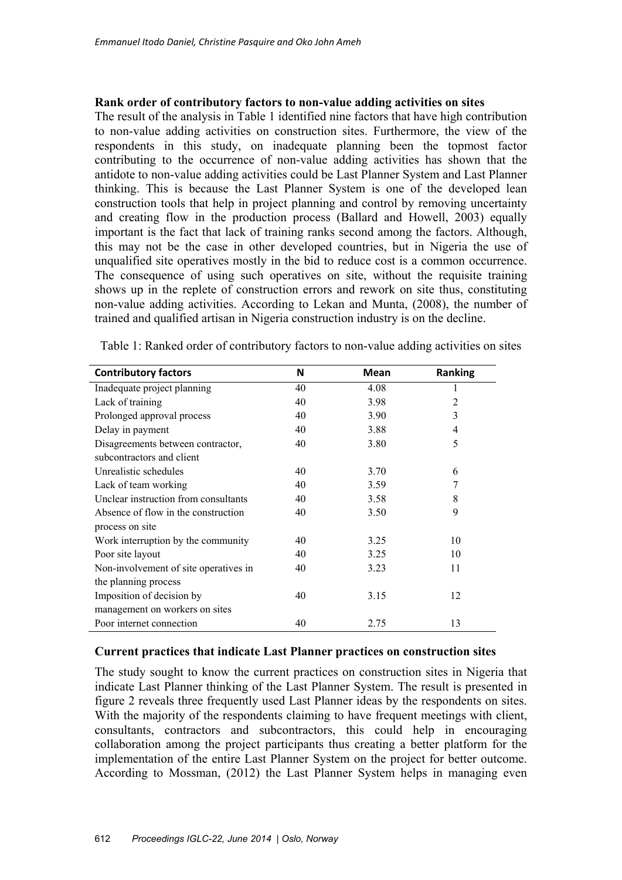### Rank order of contributory factors to non-value adding activities on sites

The result of the analysis in Table 1 identified nine factors that have high contribution to non-value adding activities on construction sites. Furthermore, the view of the respondents in this study, on inadequate planning been the topmost factor contributing to the occurrence of non-value adding activities has shown that the antidote to non-value adding activities could be Last Planner System and Last Planner thinking. This is because the Last Planner System is one of the developed lean construction tools that help in project planning and control by removing uncertainty and creating flow in the production process (Ballard and Howell, 2003) equally important is the fact that lack of training ranks second among the factors. Although, this may not be the case in other developed countries, but in Nigeria the use of unqualified site operatives mostly in the bid to reduce cost is a common occurrence. The consequence of using such operatives on site, without the requisite training shows up in the replete of construction errors and rework on site thus, constituting non-value adding activities. According to Lekan and Munta, (2008), the number of trained and qualified artisan in Nigeria construction industry is on the decline.

Table 1: Ranked order of contributory factors to non-value adding activities on sites

| Contributory factors | N | Mean | Ranking |
|---|---|---|---|
| Inadequate project planning | 40 | 4.08 | 1 |
| Lack of training | 40 | 3.98 | 2 |
| Prolonged approval process | 40 | 3.90 | 3 |
| Delay in payment | 40 | 3.88 | 4 |
| Disagreements between contractor, subcontractors and client | 40 | 3.80 | 5 |
| Unrealistic schedules | 40 | 3.70 | 6 |
| Lack of team working | 40 | 3.59 | 7 |
| Unclear instruction from consultants | 40 | 3.58 | 8 |
| Absence of flow in the construction process on site | 40 | 3.50 | 9 |
| Work interruption by the community | 40 | 3.25 | 10 |
| Poor site layout | 40 | 3.25 | 10 |
| Non-involvement of site operatives in the planning process | 40 | 3.23 | 11 |
| Imposition of decision by management on workers on sites | 40 | 3.15 | 12 |
| Poor internet connection | 40 | 2.75 | 13 |

### Current practices that indicate Last Planner practices on construction sites

The study sought to know the current practices on construction sites in Nigeria that indicate Last Planner thinking of the Last Planner System. The result is presented in figure 2 reveals three frequently used Last Planner ideas by the respondents on sites. With the majority of the respondents claiming to have frequent meetings with client, consultants, contractors and subcontractors, this could help in encouraging collaboration among the project participants thus creating a better platform for the implementation of the entire Last Planner System on the project for better outcome. According to Mossman, (2012) the Last Planner System helps in managing even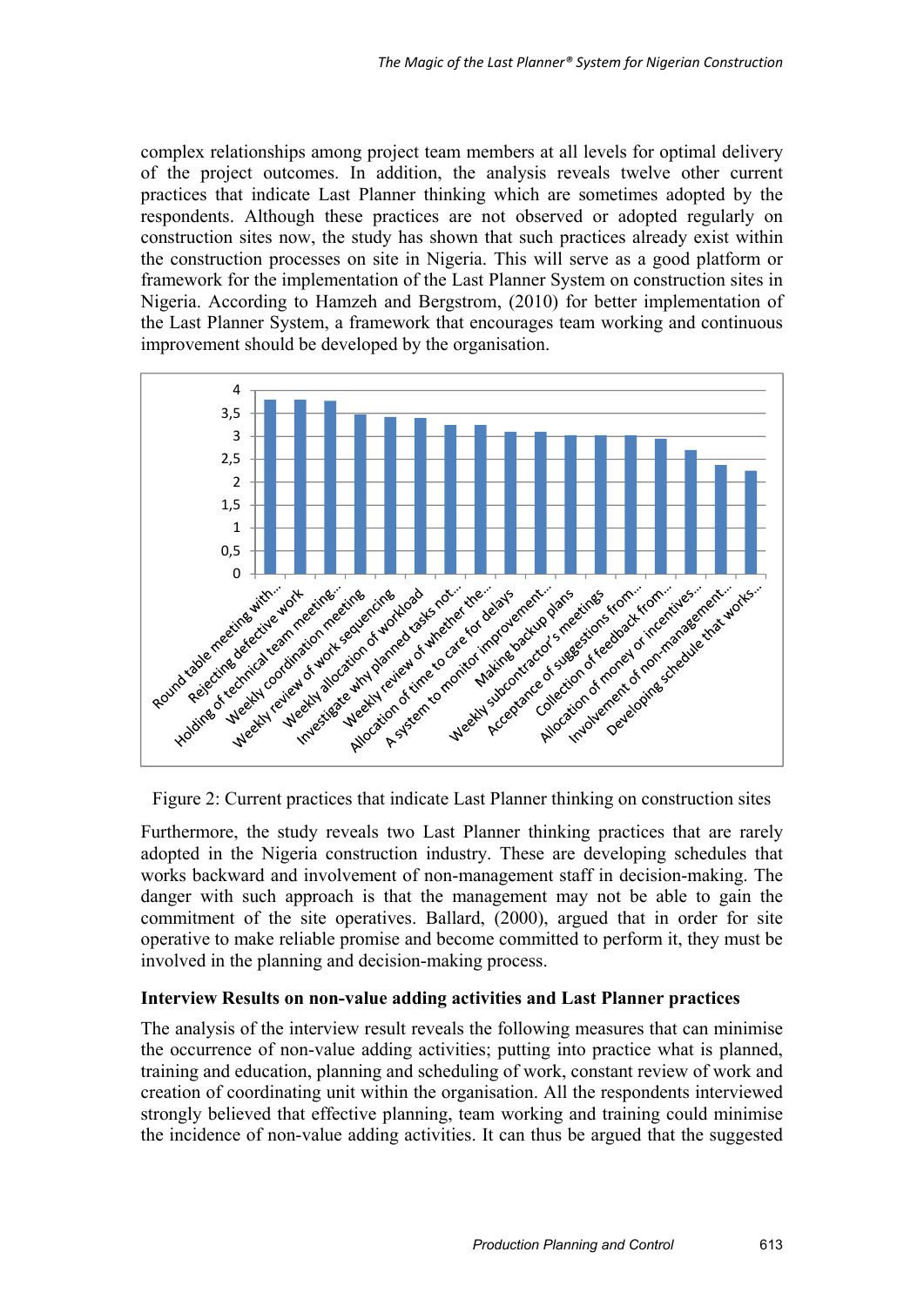complex relationships among project team members at all levels for optimal delivery of the project outcomes. In addition, the analysis reveals twelve other current practices that indicate Last Planner thinking which are sometimes adopted by the respondents. Although these practices are not observed or adopted regularly on construction sites now, the study has shown that such practices already exist within the construction processes on site in Nigeria. This will serve as a good platform or framework for the implementation of the Last Planner System on construction sites in Nigeria. According to Hamzeh and Bergstrom, (2010) for better implementation of the Last Planner System, a framework that encourages team working and continuous improvement should be developed by the organisation.

4
3,5
3
2,5
2
1,5
1
0,5
0

Round table meeting with...
Rejecting defective work
Holding of technical team meeting...
Weekly coordination meeting
Weekly review of work sequencing
Weekly allocation of workload
Investigate why planned tasks not...
Weekly review of whether the...
Allocation of time to care for delays
A system to monitor improvement...
Making backup plans
Weekly subcontractor's meetings
Acceptance of suggestions from...
Collection of feedback from...
Allocation of money or incentives...
Involvement of non-management...
Developing schedule that works...

Figure 2: Current practices that indicate Last Planner thinking on construction sites

Furthermore, the study reveals two Last Planner thinking practices that are rarely adopted in the Nigeria construction industry. These are developing schedules that works backward and involvement of non-management staff in decision-making. The danger with such approach is that the management may not be able to gain the commitment of the site operatives. Ballard, (2000), argued that in order for site operative to make reliable promise and become committed to perform it, they must be involved in the planning and decision-making process.

**Interview Results on non-value adding activities and Last Planner practices**

The analysis of the interview result reveals the following measures that can minimise the occurrence of non-value adding activities; putting into practice what is planned, training and education, planning and scheduling of work, constant review of work and creation of coordinating unit within the organisation. All the respondents interviewed strongly believed that effective planning, team working and training could minimise the incidence of non-value adding activities. It can thus be argued that the suggested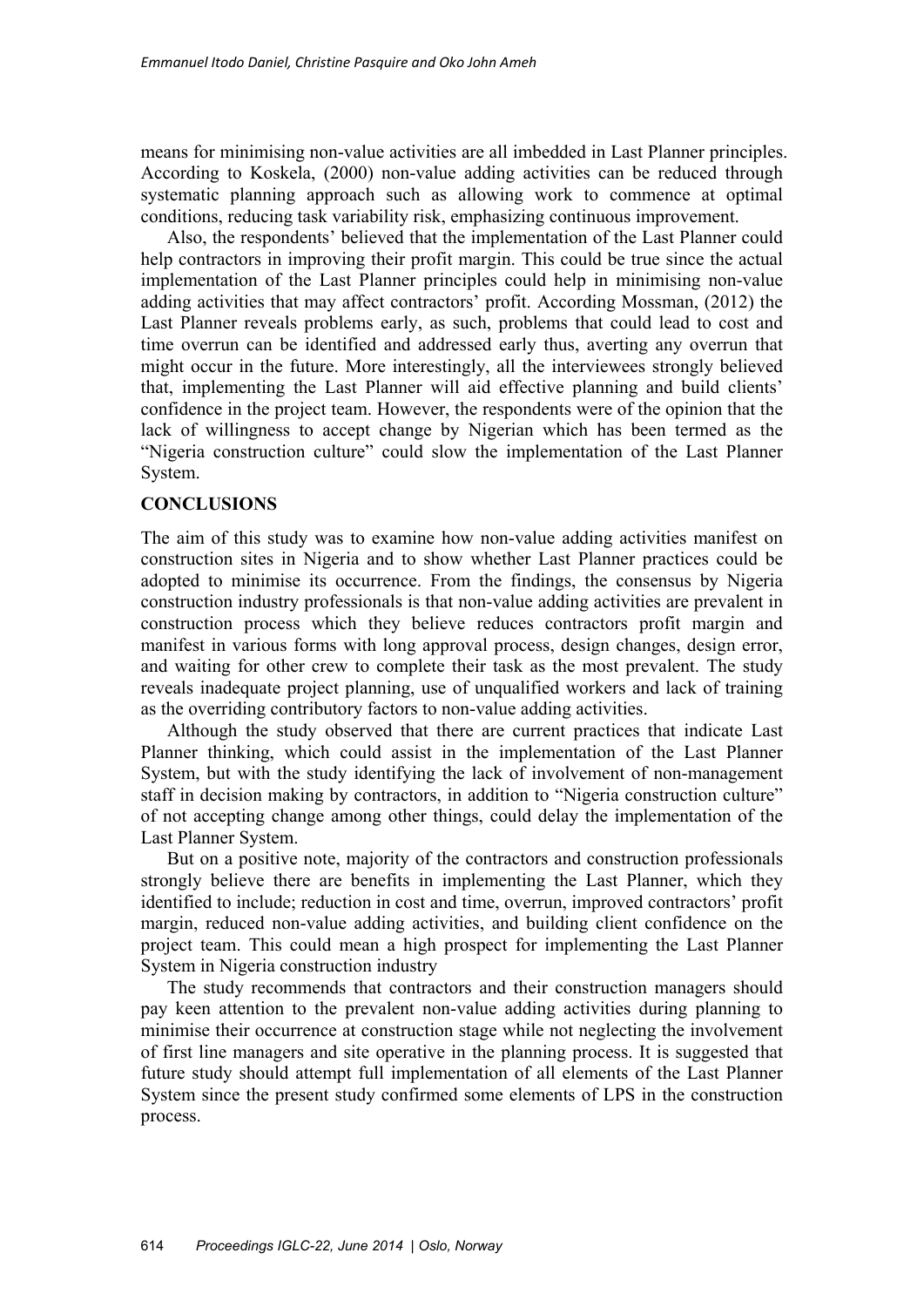means for minimising non-value activities are all imbedded in Last Planner principles. According to Koskela, (2000) non-value adding activities can be reduced through systematic planning approach such as allowing work to commence at optimal conditions, reducing task variability risk, emphasizing continuous improvement.

Also, the respondents' believed that the implementation of the Last Planner could help contractors in improving their profit margin. This could be true since the actual implementation of the Last Planner principles could help in minimising non-value adding activities that may affect contractors' profit. According Mossman, (2012) the Last Planner reveals problems early, as such, problems that could lead to cost and time overrun can be identified and addressed early thus, averting any overrun that might occur in the future. More interestingly, all the interviewees strongly believed that, implementing the Last Planner will aid effective planning and build clients' confidence in the project team. However, the respondents were of the opinion that the lack of willingness to accept change by Nigerian which has been termed as the "Nigeria construction culture" could slow the implementation of the Last Planner System.

## CONCLUSIONS

The aim of this study was to examine how non-value adding activities manifest on construction sites in Nigeria and to show whether Last Planner practices could be adopted to minimise its occurrence. From the findings, the consensus by Nigeria construction industry professionals is that non-value adding activities are prevalent in construction process which they believe reduces contractors profit margin and manifest in various forms with long approval process, design changes, design error, and waiting for other crew to complete their task as the most prevalent. The study reveals inadequate project planning, use of unqualified workers and lack of training as the overriding contributory factors to non-value adding activities.

Although the study observed that there are current practices that indicate Last Planner thinking, which could assist in the implementation of the Last Planner System, but with the study identifying the lack of involvement of non-management staff in decision making by contractors, in addition to "Nigeria construction culture" of not accepting change among other things, could delay the implementation of the Last Planner System.

But on a positive note, majority of the contractors and construction professionals strongly believe there are benefits in implementing the Last Planner, which they identified to include; reduction in cost and time, overrun, improved contractors' profit margin, reduced non-value adding activities, and building client confidence on the project team. This could mean a high prospect for implementing the Last Planner System in Nigeria construction industry

The study recommends that contractors and their construction managers should pay keen attention to the prevalent non-value adding activities during planning to minimise their occurrence at construction stage while not neglecting the involvement of first line managers and site operative in the planning process. It is suggested that future study should attempt full implementation of all elements of the Last Planner System since the present study confirmed some elements of LPS in the construction process.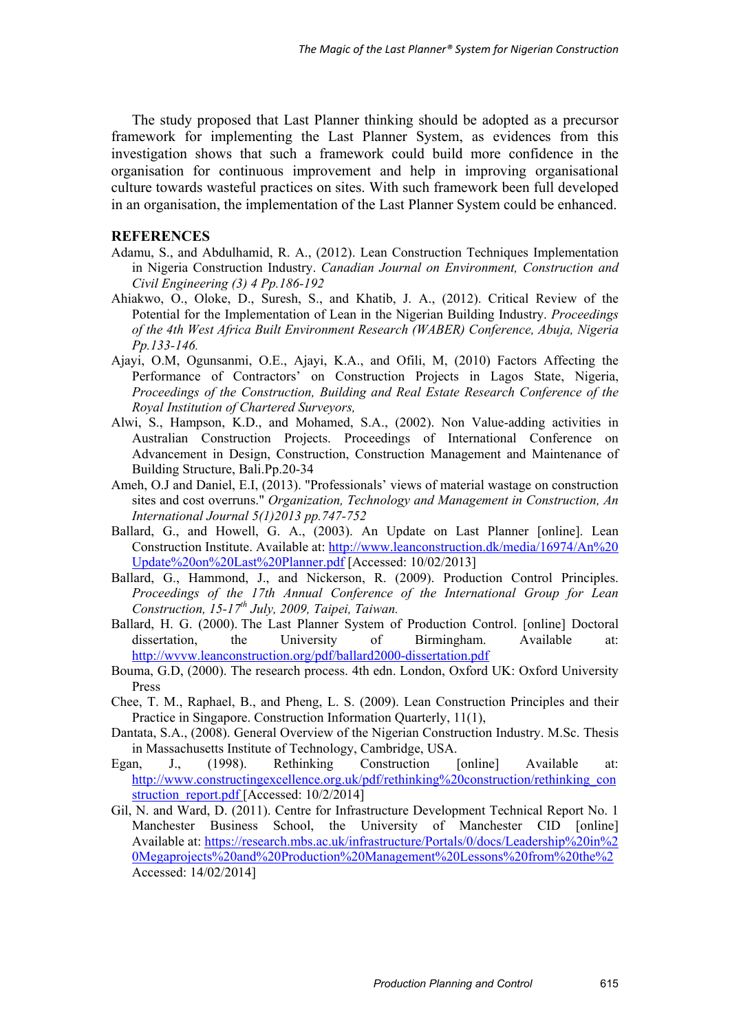The study proposed that Last Planner thinking should be adopted as a precursor framework for implementing the Last Planner System, as evidences from this investigation shows that such a framework could build more confidence in the organisation for continuous improvement and help in improving organisational culture towards wasteful practices on sites. With such framework been full developed in an organisation, the implementation of the Last Planner System could be enhanced.

## REFERENCES

Adamu, S., and Abdulhamid, R. A., (2012). Lean Construction Techniques Implementation in Nigeria Construction Industry. *Canadian Journal on Environment, Construction and Civil Engineering (3) 4 Pp.186-192*

Ahiakwo, O., Oloke, D., Suresh, S., and Khatib, J. A., (2012). Critical Review of the Potential for the Implementation of Lean in the Nigerian Building Industry. *Proceedings of the 4th West Africa Built Environment Research (WABER) Conference, Abuja, Nigeria Pp.133-146.*

Ajayi, O.M, Ogunsanmi, O.E., Ajayi, K.A., and Ofili, M, (2010) Factors Affecting the Performance of Contractors' on Construction Projects in Lagos State, Nigeria, *Proceedings of the Construction, Building and Real Estate Research Conference of the Royal Institution of Chartered Surveyors,*

Alwi, S., Hampson, K.D., and Mohamed, S.A., (2002). Non Value-adding activities in Australian Construction Projects. Proceedings of International Conference on Advancement in Design, Construction, Construction Management and Maintenance of Building Structure, Bali.Pp.20-34

Ameh, O.J and Daniel, E.I, (2013). "Professionals' views of material wastage on construction sites and cost overruns." *Organization, Technology and Management in Construction, An International Journal 5(1)2013 pp.747-752*

Ballard, G., and Howell, G. A., (2003). An Update on Last Planner [online]. Lean Construction Institute. Available at: http://www.leanconstruction.dk/media/16974/An%20Update%20on%20Last%20Planner.pdf [Accessed: 10/02/2013]

Ballard, G., Hammond, J., and Nickerson, R. (2009). Production Control Principles. *Proceedings of the 17th Annual Conference of the International Group for Lean Construction, 15-17th July, 2009, Taipei, Taiwan.*

Ballard, H. G. (2000). The Last Planner System of Production Control. [online] Doctoral dissertation, the University of Birmingham. Available at: http://wvvw.leanconstruction.org/pdf/ballard2000-dissertation.pdf

Bouma, G.D, (2000). The research process. 4th edn. London, Oxford UK: Oxford University Press

Chee, T. M., Raphael, B., and Pheng, L. S. (2009). Lean Construction Principles and their Practice in Singapore. Construction Information Quarterly, 11(1),

Dantata, S.A., (2008). General Overview of the Nigerian Construction Industry. M.Sc. Thesis in Massachusetts Institute of Technology, Cambridge, USA.

Egan, J., (1998). Rethinking Construction [online] Available at: http://www.constructingexcellence.org.uk/pdf/rethinking%20construction/rethinking_construction_report.pdf [Accessed: 10/2/2014]

Gil, N. and Ward, D. (2011). Centre for Infrastructure Development Technical Report No. 1 Manchester Business School, the University of Manchester CID [online] Available at: https://research.mbs.ac.uk/infrastructure/Portals/0/docs/Leadership%20in%20Megaprojects%20and%20Production%20Management%20Lessons%20from%20the%2 Accessed: 14/02/2014]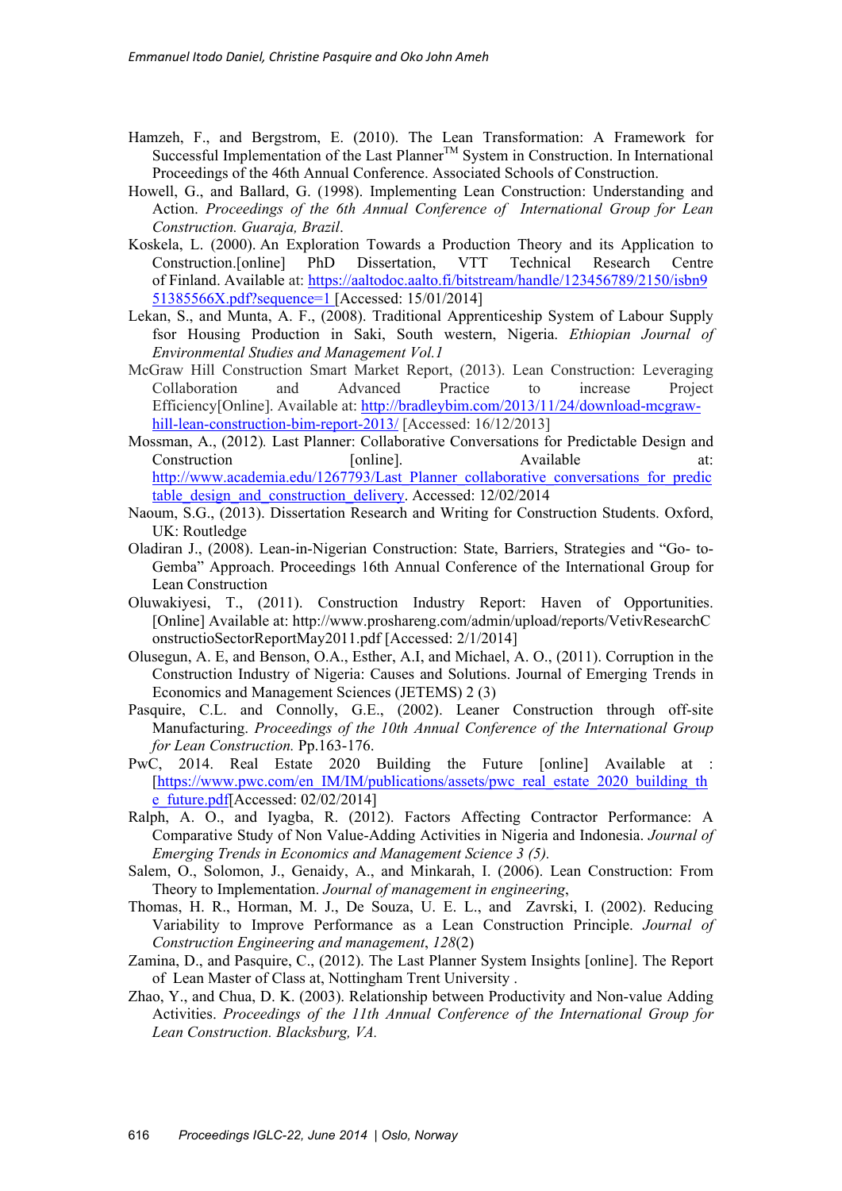Hamzeh, F., and Bergstrom, E. (2010). The Lean Transformation: A Framework for Successful Implementation of the Last Planner™ System in Construction. In International Proceedings of the 46th Annual Conference. Associated Schools of Construction.

Howell, G., and Ballard, G. (1998). Implementing Lean Construction: Understanding and Action. *Proceedings of the 6th Annual Conference of International Group for Lean Construction. Guaraja, Brazil*.

Koskela, L. (2000). An Exploration Towards a Production Theory and its Application to Construction.[online] PhD Dissertation, VTT Technical Research Centre of Finland. Available at: https://aaltodoc.aalto.fi/bitstream/handle/123456789/2150/isbn951385566X.pdf?sequence=1 [Accessed: 15/01/2014]

Lekan, S., and Munta, A. F., (2008). Traditional Apprenticeship System of Labour Supply fsor Housing Production in Saki, South western, Nigeria. *Ethiopian Journal of Environmental Studies and Management Vol.1*

McGraw Hill Construction Smart Market Report, (2013). Lean Construction: Leveraging Collaboration and Advanced Practice to increase Project Efficiency[Online]. Available at: http://bradleybim.com/2013/11/24/download-mcgraw-hill-lean-construction-bim-report-2013/ [Accessed: 16/12/2013]

Mossman, A., (2012). Last Planner: Collaborative Conversations for Predictable Design and Construction [online]. Available at: http://www.academia.edu/1267793/Last_Planner_collaborative_conversations_for_predictable_design_and_construction_delivery. Accessed: 12/02/2014

Naoum, S.G., (2013). Dissertation Research and Writing for Construction Students. Oxford, UK: Routledge

Oladiran J., (2008). Lean-in-Nigerian Construction: State, Barriers, Strategies and "Go- to-Gemba" Approach. Proceedings 16th Annual Conference of the International Group for Lean Construction

Oluwakiyesi, T., (2011). Construction Industry Report: Haven of Opportunities. [Online] Available at: http://www.proshareng.com/admin/upload/reports/VetivResearchConstructioSectorReportMay2011.pdf [Accessed: 2/1/2014]

Olusegun, A. E, and Benson, O.A., Esther, A.I, and Michael, A. O., (2011). Corruption in the Construction Industry of Nigeria: Causes and Solutions. Journal of Emerging Trends in Economics and Management Sciences (JETEMS) 2 (3)

Pasquire, C.L. and Connolly, G.E., (2002). Leaner Construction through off-site Manufacturing. *Proceedings of the 10th Annual Conference of the International Group for Lean Construction.* Pp.163-176.

PwC, 2014. Real Estate 2020 Building the Future [online] Available at : [https://www.pwc.com/en_IM/IM/publications/assets/pwc_real_estate_2020_building_the_future.pdf[Accessed: 02/02/2014]

Ralph, A. O., and Iyagba, R. (2012). Factors Affecting Contractor Performance: A Comparative Study of Non Value-Adding Activities in Nigeria and Indonesia. *Journal of Emerging Trends in Economics and Management Science 3 (5).*

Salem, O., Solomon, J., Genaidy, A., and Minkarah, I. (2006). Lean Construction: From Theory to Implementation. *Journal of management in engineering*,

Thomas, H. R., Horman, M. J., De Souza, U. E. L., and Zavrski, I. (2002). Reducing Variability to Improve Performance as a Lean Construction Principle. *Journal of Construction Engineering and management*, *128*(2)

Zamina, D., and Pasquire, C., (2012). The Last Planner System Insights [online]. The Report of Lean Master of Class at, Nottingham Trent University .

Zhao, Y., and Chua, D. K. (2003). Relationship between Productivity and Non-value Adding Activities. *Proceedings of the 11th Annual Conference of the International Group for Lean Construction. Blacksburg, VA.*